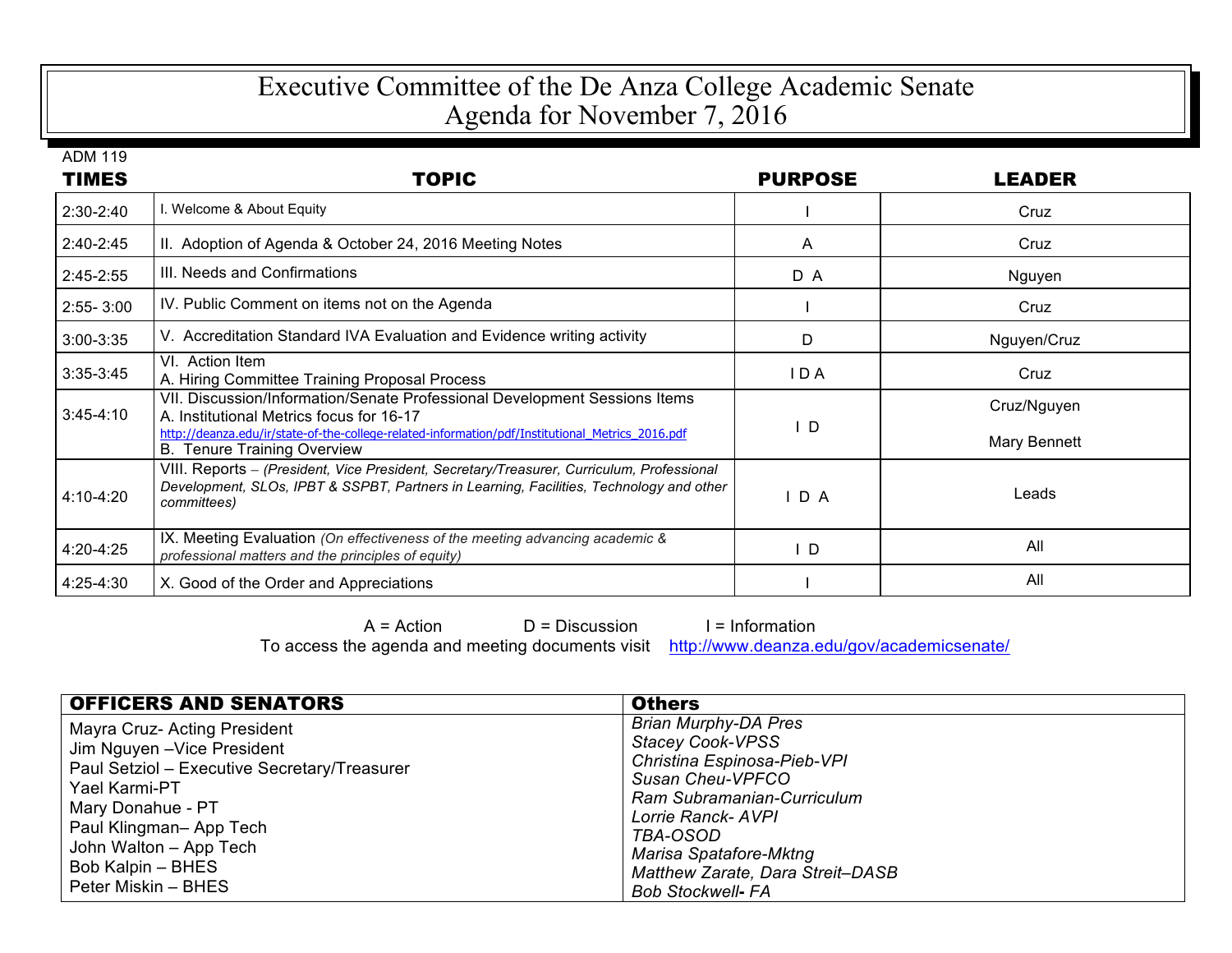# Executive Committee of the De Anza College Academic Senate
# Agenda for November 7, 2016

ADM 119

| TIMES | TOPIC | PURPOSE | LEADER |
|---|---|---|---|
| 2:30-2:40 | I. Welcome & About Equity | I | Cruz |
| 2:40-2:45 | II. Adoption of Agenda & October 24, 2016 Meeting Notes | A | Cruz |
| 2:45-2:55 | III. Needs and Confirmations | D A | Nguyen |
| 2:55- 3:00 | IV. Public Comment on items not on the Agenda | I | Cruz |
| 3:00-3:35 | V. Accreditation Standard IVA Evaluation and Evidence writing activity | D | Nguyen/Cruz |
| 3:35-3:45 | VI. Action Item<br>A. Hiring Committee Training Proposal Process | I D A | Cruz |
| 3:45-4:10 | VII. Discussion/Information/Senate Professional Development Sessions Items<br>A. Institutional Metrics focus for 16-17<br>http://deanza.edu/ir/state-of-the-college-related-information/pdf/Institutional_Metrics_2016.pdf<br>B. Tenure Training Overview | I D | Cruz/Nguyen<br><br>Mary Bennett |
| 4:10-4:20 | VIII. Reports – *(President, Vice President, Secretary/Treasurer, Curriculum, Professional Development, SLOs, IPBT & SSPBT, Partners in Learning, Facilities, Technology and other committees)* | I D A | Leads |
| 4:20-4:25 | IX. Meeting Evaluation *(On effectiveness of the meeting advancing academic & professional matters and the principles of equity)* | I D | All |
| 4:25-4:30 | X. Good of the Order and Appreciations | I | All |

A = Action D = Discussion I = Information

To access the agenda and meeting documents visit http://www.deanza.edu/gov/academicsenate/

| OFFICERS AND SENATORS | Others |
|---|---|
| Mayra Cruz- Acting President<br>Jim Nguyen –Vice President<br>Paul Setziol – Executive Secretary/Treasurer<br>Yael Karmi-PT<br>Mary Donahue - PT<br>Paul Klingman– App Tech<br>John Walton – App Tech<br>Bob Kalpin – BHES<br>Peter Miskin – BHES | *Brian Murphy-DA Pres*<br>*Stacey Cook-VPSS*<br>*Christina Espinosa-Pieb-VPI*<br>*Susan Cheu-VPFCO*<br>*Ram Subramanian-Curriculum*<br>*Lorrie Ranck- AVPI*<br>*TBA-OSOD*<br>*Marisa Spatafore-Mktng*<br>*Matthew Zarate, Dara Streit–DASB*<br>*Bob Stockwell- FA* |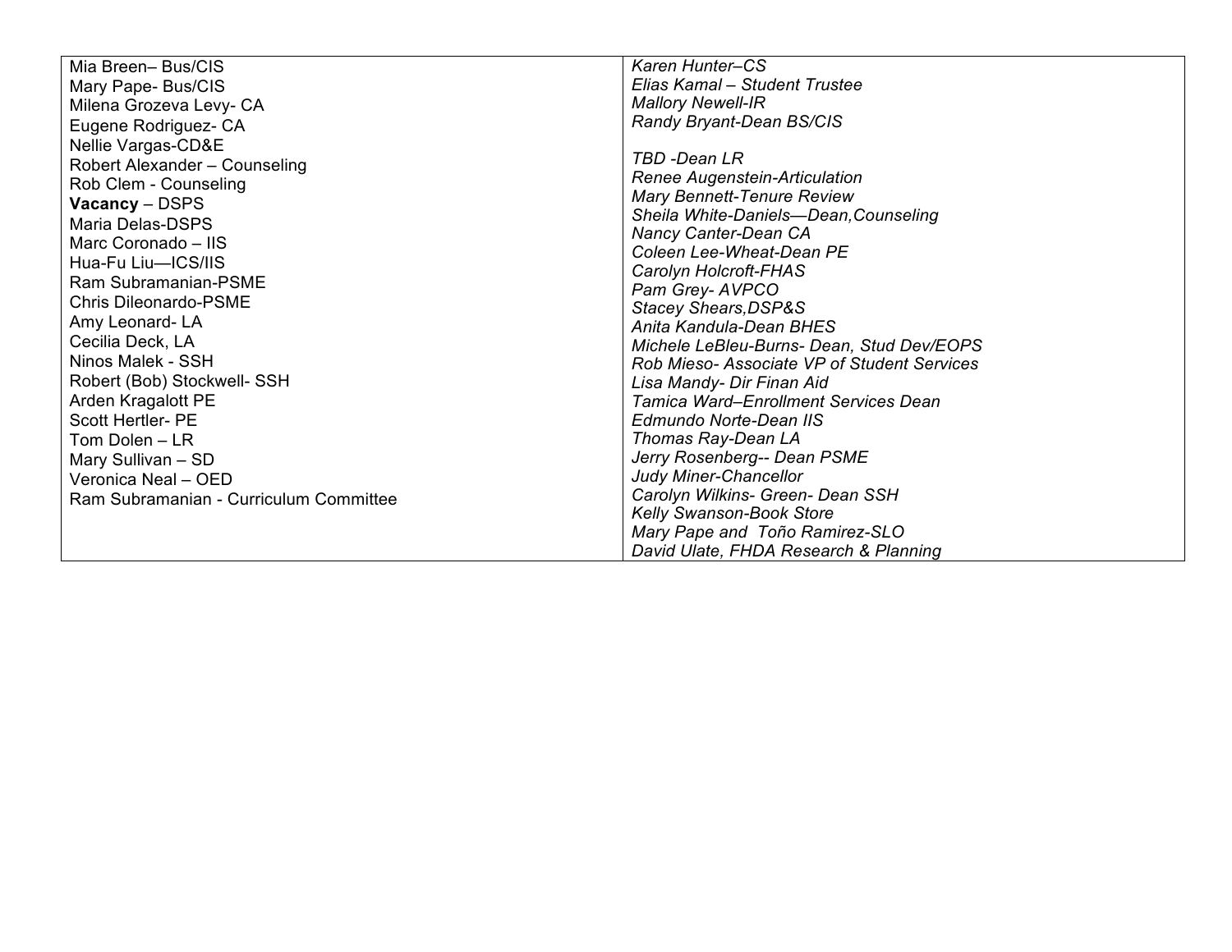| | |
|---|---|
| Mia Breen– Bus/CIS<br>Mary Pape- Bus/CIS<br>Milena Grozeva Levy- CA<br>Eugene Rodriguez- CA<br>Nellie Vargas-CD&E<br>Robert Alexander – Counseling<br>Rob Clem - Counseling<br>**Vacancy** – DSPS<br>Maria Delas-DSPS<br>Marc Coronado – IIS<br>Hua-Fu Liu—ICS/IIS<br>Ram Subramanian-PSME<br>Chris Dileonardo-PSME<br>Amy Leonard- LA<br>Cecilia Deck, LA<br>Ninos Malek - SSH<br>Robert (Bob) Stockwell- SSH<br>Arden Kragalott PE<br>Scott Hertler- PE<br>Tom Dolen – LR<br>Mary Sullivan – SD<br>Veronica Neal – OED<br>Ram Subramanian - Curriculum Committee | *Karen Hunter–CS*<br>*Elias Kamal – Student Trustee*<br>*Mallory Newell-IR*<br>*Randy Bryant-Dean BS/CIS*<br><br>*TBD -Dean LR*<br>*Renee Augenstein-Articulation*<br>*Mary Bennett-Tenure Review*<br>*Sheila White-Daniels—Dean,Counseling*<br>*Nancy Canter-Dean CA*<br>*Coleen Lee-Wheat-Dean PE*<br>*Carolyn Holcroft-FHAS*<br>*Pam Grey- AVPCO*<br>*Stacey Shears,DSP&S*<br>*Anita Kandula-Dean BHES*<br>*Michele LeBleu-Burns- Dean, Stud Dev/EOPS*<br>*Rob Mieso- Associate VP of Student Services*<br>*Lisa Mandy- Dir Finan Aid*<br>*Tamica Ward–Enrollment Services Dean*<br>*Edmundo Norte-Dean IIS*<br>*Thomas Ray-Dean LA*<br>*Jerry Rosenberg-- Dean PSME*<br>*Judy Miner-Chancellor*<br>*Carolyn Wilkins- Green- Dean SSH*<br>*Kelly Swanson-Book Store*<br>*Mary Pape and Toño Ramirez-SLO*<br>*David Ulate, FHDA Research & Planning* |